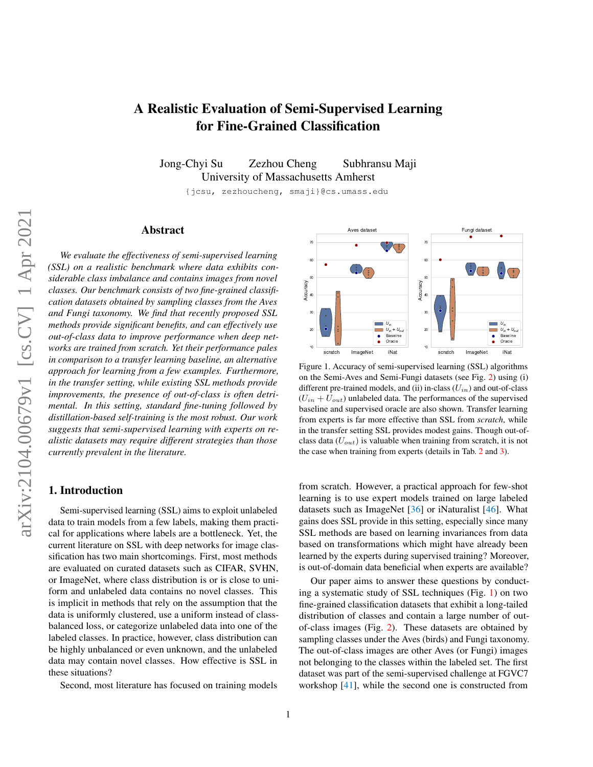# A Realistic Evaluation of Semi-Supervised Learning for Fine-Grained Classification

Jong-Chyi Su Zezhou Cheng Subhransu Maji
University of Massachusetts Amherst
{jcsu, zezhoucheng, smaji}@cs.umass.edu

## Abstract

*We evaluate the effectiveness of semi-supervised learning (SSL) on a realistic benchmark where data exhibits considerable class imbalance and contains images from novel classes. Our benchmark consists of two fine-grained classification datasets obtained by sampling classes from the Aves and Fungi taxonomy. We find that recently proposed SSL methods provide significant benefits, and can effectively use out-of-class data to improve performance when deep networks are trained from scratch. Yet their performance pales in comparison to a transfer learning baseline, an alternative approach for learning from a few examples. Furthermore, in the transfer setting, while existing SSL methods provide improvements, the presence of out-of-class is often detrimental. In this setting, standard fine-tuning followed by distillation-based self-training is the most robust. Our work suggests that semi-supervised learning with experts on realistic datasets may require different strategies than those currently prevalent in the literature.*

Figure 1. Accuracy of semi-supervised learning (SSL) algorithms on the Semi-Aves and Semi-Fungi datasets (see Fig. 2) using (i) different pre-trained models, and (ii) in-class ($U_{in}$) and out-of-class ($U_{in} + U_{out}$) unlabeled data. The performances of the supervised baseline and supervised oracle are also shown. Transfer learning from experts is far more effective than SSL from *scratch*, while in the transfer setting SSL provides modest gains. Though out-of-class data ($U_{out}$) is valuable when training from scratch, it is not the case when training from experts (details in Tab. 2 and 3).

## 1. Introduction

Semi-supervised learning (SSL) aims to exploit unlabeled data to train models from a few labels, making them practical for applications where labels are a bottleneck. Yet, the current literature on SSL with deep networks for image classification has two main shortcomings. First, most methods are evaluated on curated datasets such as CIFAR, SVHN, or ImageNet, where class distribution is or is close to uniform and unlabeled data contains no novel classes. This is implicit in methods that rely on the assumption that the data is uniformly clustered, use a uniform instead of class-balanced loss, or categorize unlabeled data into one of the labeled classes. In practice, however, class distribution can be highly unbalanced or even unknown, and the unlabeled data may contain novel classes. How effective is SSL in these situations?

Second, most literature has focused on training models from scratch. However, a practical approach for few-shot learning is to use expert models trained on large labeled datasets such as ImageNet [36] or iNaturalist [46]. What gains does SSL provide in this setting, especially since many SSL methods are based on learning invariances from data based on transformations which might have already been learned by the experts during supervised training? Moreover, is out-of-domain data beneficial when experts are available?

Our paper aims to answer these questions by conducting a systematic study of SSL techniques (Fig. 1) on two fine-grained classification datasets that exhibit a long-tailed distribution of classes and contain a large number of out-of-class images (Fig. 2). These datasets are obtained by sampling classes under the Aves (birds) and Fungi taxonomy. The out-of-class images are other Aves (or Fungi) images not belonging to the classes within the labeled set. The first dataset was part of the semi-supervised challenge at FGVC7 workshop [41], while the second one is constructed from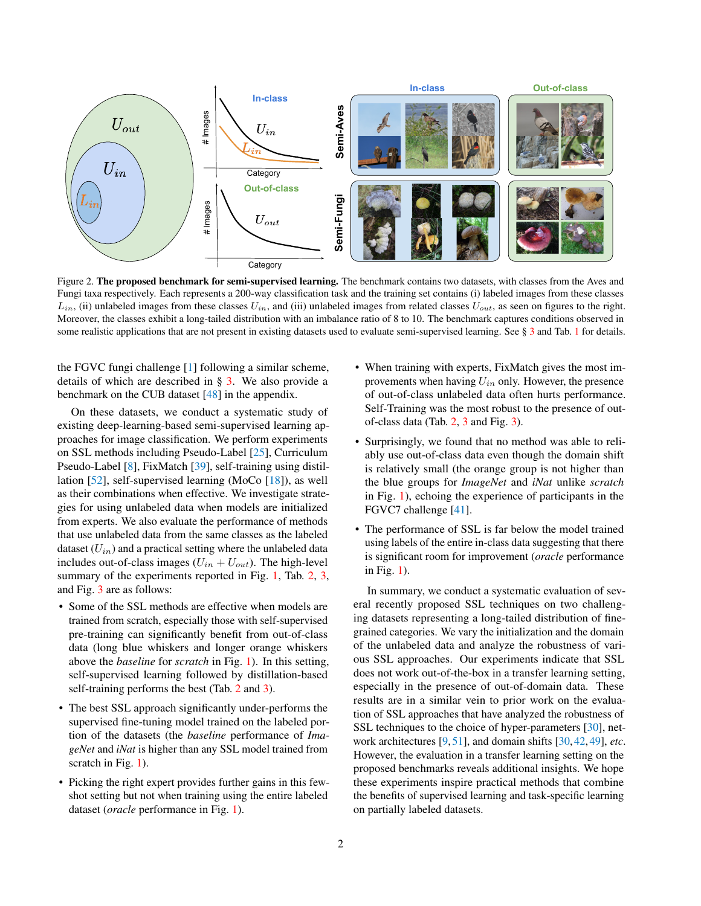Figure 2. **The proposed benchmark for semi-supervised learning.** The benchmark contains two datasets, with classes from the Aves and Fungi taxa respectively. Each represents a 200-way classification task and the training set contains (i) labeled images from these classes $L_{in}$, (ii) unlabeled images from these classes $U_{in}$, and (iii) unlabeled images from related classes $U_{out}$, as seen on figures to the right. Moreover, the classes exhibit a long-tailed distribution with an imbalance ratio of 8 to 10. The benchmark captures conditions observed in some realistic applications that are not present in existing datasets used to evaluate semi-supervised learning. See § 3 and Tab. 1 for details.

the FGVC fungi challenge [1] following a similar scheme, details of which are described in § 3. We also provide a benchmark on the CUB dataset [48] in the appendix.

On these datasets, we conduct a systematic study of existing deep-learning-based semi-supervised learning approaches for image classification. We perform experiments on SSL methods including Pseudo-Label [25], Curriculum Pseudo-Label [8], FixMatch [39], self-training using distillation [52], self-supervised learning (MoCo [18]), as well as their combinations when effective. We investigate strategies for using unlabeled data when models are initialized from experts. We also evaluate the performance of methods that use unlabeled data from the same classes as the labeled dataset ($U_{in}$) and a practical setting where the unlabeled data includes out-of-class images ($U_{in} + U_{out}$). The high-level summary of the experiments reported in Fig. 1, Tab. 2, 3, and Fig. 3 are as follows:

- Some of the SSL methods are effective when models are trained from scratch, especially those with self-supervised pre-training can significantly benefit from out-of-class data (long blue whiskers and longer orange whiskers above the *baseline* for *scratch* in Fig. 1). In this setting, self-supervised learning followed by distillation-based self-training performs the best (Tab. 2 and 3).
- The best SSL approach significantly under-performs the supervised fine-tuning model trained on the labeled portion of the datasets (the *baseline* performance of *ImageNet* and *iNat* is higher than any SSL model trained from scratch in Fig. 1).
- Picking the right expert provides further gains in this few-shot setting but not when training using the entire labeled dataset (*oracle* performance in Fig. 1).
- When training with experts, FixMatch gives the most improvements when having $U_{in}$ only. However, the presence of out-of-class unlabeled data often hurts performance. Self-Training was the most robust to the presence of out-of-class data (Tab. 2, 3 and Fig. 3).
- Surprisingly, we found that no method was able to reliably use out-of-class data even though the domain shift is relatively small (the orange group is not higher than the blue groups for *ImageNet* and *iNat* unlike *scratch* in Fig. 1), echoing the experience of participants in the FGVC7 challenge [41].
- The performance of SSL is far below the model trained using labels of the entire in-class data suggesting that there is significant room for improvement (*oracle* performance in Fig. 1).

In summary, we conduct a systematic evaluation of several recently proposed SSL techniques on two challenging datasets representing a long-tailed distribution of fine-grained categories. We vary the initialization and the domain of the unlabeled data and analyze the robustness of various SSL approaches. Our experiments indicate that SSL does not work out-of-the-box in a transfer learning setting, especially in the presence of out-of-domain data. These results are in a similar vein to prior work on the evaluation of SSL approaches that have analyzed the robustness of SSL techniques to the choice of hyper-parameters [30], network architectures [9, 51], and domain shifts [30, 42, 49], *etc*. However, the evaluation in a transfer learning setting on the proposed benchmarks reveals additional insights. We hope these experiments inspire practical methods that combine the benefits of supervised learning and task-specific learning on partially labeled datasets.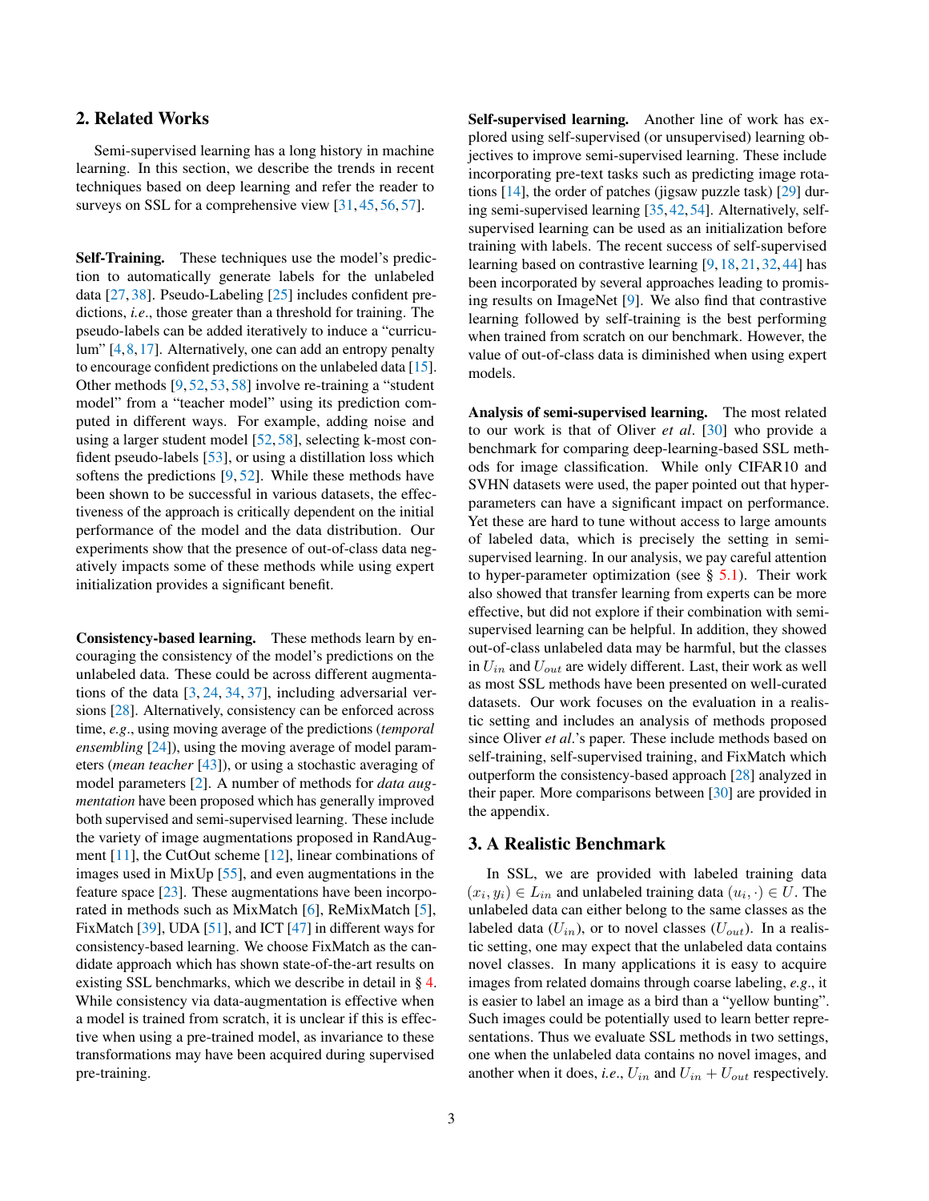## 2. Related Works

Semi-supervised learning has a long history in machine learning. In this section, we describe the trends in recent techniques based on deep learning and refer the reader to surveys on SSL for a comprehensive view [31, 45, 56, 57].

**Self-Training.** These techniques use the model's prediction to automatically generate labels for the unlabeled data [27, 38]. Pseudo-Labeling [25] includes confident predictions, *i.e*., those greater than a threshold for training. The pseudo-labels can be added iteratively to induce a "curriculum" [4, 8, 17]. Alternatively, one can add an entropy penalty to encourage confident predictions on the unlabeled data [15]. Other methods [9, 52, 53, 58] involve re-training a "student model" from a "teacher model" using its prediction computed in different ways. For example, adding noise and using a larger student model [52, 58], selecting k-most confident pseudo-labels [53], or using a distillation loss which softens the predictions [9, 52]. While these methods have been shown to be successful in various datasets, the effectiveness of the approach is critically dependent on the initial performance of the model and the data distribution. Our experiments show that the presence of out-of-class data negatively impacts some of these methods while using expert initialization provides a significant benefit.

**Consistency-based learning.** These methods learn by encouraging the consistency of the model's predictions on the unlabeled data. These could be across different augmentations of the data [3, 24, 34, 37], including adversarial versions [28]. Alternatively, consistency can be enforced across time, *e.g*., using moving average of the predictions (*temporal ensembling* [24]), using the moving average of model parameters (*mean teacher* [43]), or using a stochastic averaging of model parameters [2]. A number of methods for *data augmentation* have been proposed which has generally improved both supervised and semi-supervised learning. These include the variety of image augmentations proposed in RandAugment [11], the CutOut scheme [12], linear combinations of images used in MixUp [55], and even augmentations in the feature space [23]. These augmentations have been incorporated in methods such as MixMatch [6], ReMixMatch [5], FixMatch [39], UDA [51], and ICT [47] in different ways for consistency-based learning. We choose FixMatch as the candidate approach which has shown state-of-the-art results on existing SSL benchmarks, which we describe in detail in § 4. While consistency via data-augmentation is effective when a model is trained from scratch, it is unclear if this is effective when using a pre-trained model, as invariance to these transformations may have been acquired during supervised pre-training.

**Self-supervised learning.** Another line of work has explored using self-supervised (or unsupervised) learning objectives to improve semi-supervised learning. These include incorporating pre-text tasks such as predicting image rotations [14], the order of patches (jigsaw puzzle task) [29] during semi-supervised learning [35, 42, 54]. Alternatively, self-supervised learning can be used as an initialization before training with labels. The recent success of self-supervised learning based on contrastive learning [9, 18, 21, 32, 44] has been incorporated by several approaches leading to promising results on ImageNet [9]. We also find that contrastive learning followed by self-training is the best performing when trained from scratch on our benchmark. However, the value of out-of-class data is diminished when using expert models.

**Analysis of semi-supervised learning.** The most related to our work is that of Oliver *et al*. [30] who provide a benchmark for comparing deep-learning-based SSL methods for image classification. While only CIFAR10 and SVHN datasets were used, the paper pointed out that hyper-parameters can have a significant impact on performance. Yet these are hard to tune without access to large amounts of labeled data, which is precisely the setting in semi-supervised learning. In our analysis, we pay careful attention to hyper-parameter optimization (see § 5.1). Their work also showed that transfer learning from experts can be more effective, but did not explore if their combination with semi-supervised learning can be helpful. In addition, they showed out-of-class unlabeled data may be harmful, but the classes in $U_{in}$ and $U_{out}$ are widely different. Last, their work as well as most SSL methods have been presented on well-curated datasets. Our work focuses on the evaluation in a realistic setting and includes an analysis of methods proposed since Oliver *et al*.'s paper. These include methods based on self-training, self-supervised training, and FixMatch which outperform the consistency-based approach [28] analyzed in their paper. More comparisons between [30] are provided in the appendix.

## 3. A Realistic Benchmark

In SSL, we are provided with labeled training data $(x_i, y_i) \in L_{in}$ and unlabeled training data $(u_i, \cdot) \in U$. The unlabeled data can either belong to the same classes as the labeled data ($U_{in}$), or to novel classes ($U_{out}$). In a realistic setting, one may expect that the unlabeled data contains novel classes. In many applications it is easy to acquire images from related domains through coarse labeling, *e.g*., it is easier to label an image as a bird than a "yellow bunting". Such images could be potentially used to learn better representations. Thus we evaluate SSL methods in two settings, one when the unlabeled data contains no novel images, and another when it does, *i.e*., $U_{in}$ and $U_{in} + U_{out}$ respectively.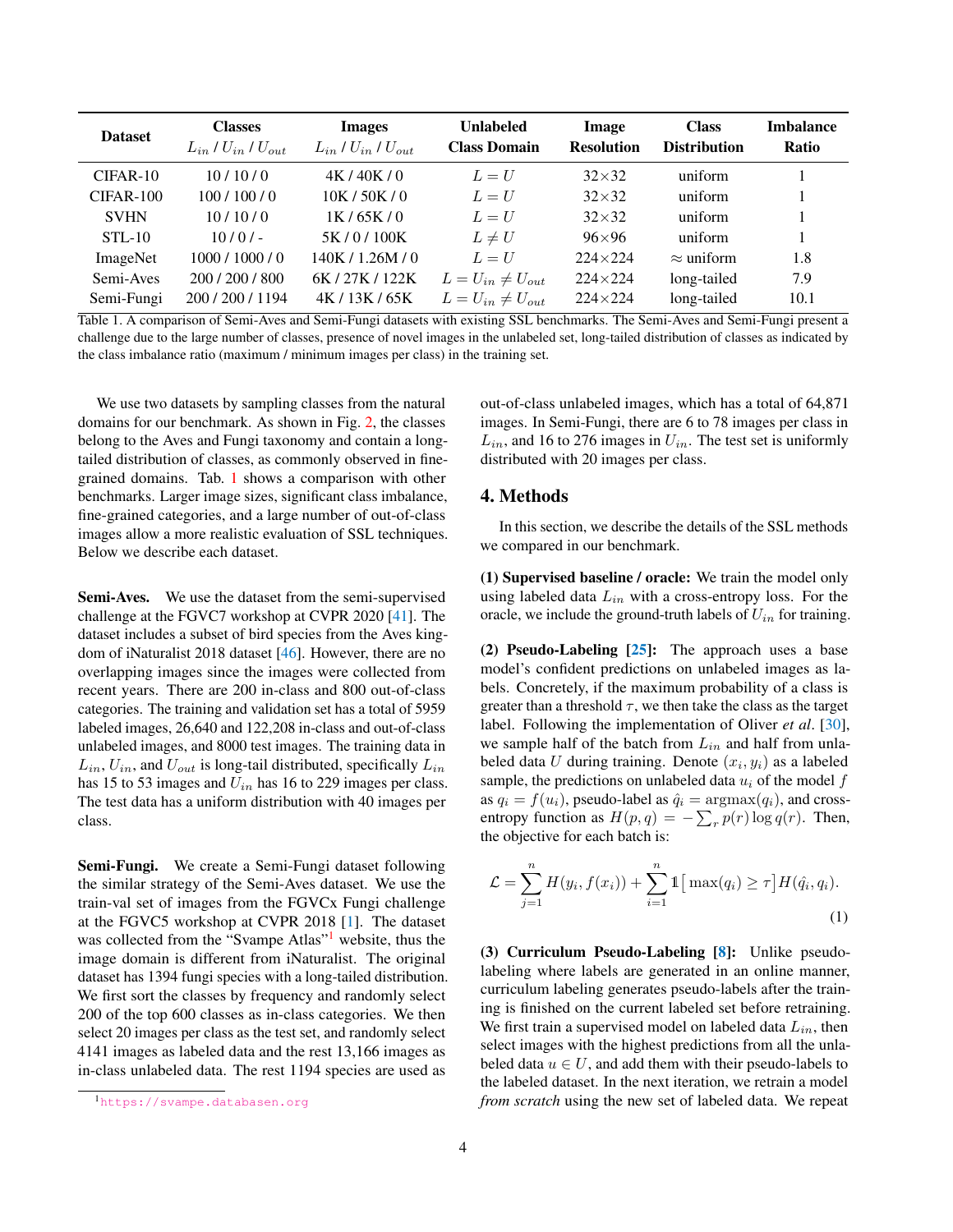| Dataset | Classes $L_{in}$ / $U_{in}$ / $U_{out}$ | Images $L_{in}$ / $U_{in}$ / $U_{out}$ | Unlabeled Class Domain | Image Resolution | Class Distribution | Imbalance Ratio |
|---|---|---|---|---|---|---|
| CIFAR-10 | 10 / 10 / 0 | 4K / 40K / 0 | $L = U$ | 32×32 | uniform | 1 |
| CIFAR-100 | 100 / 100 / 0 | 10K / 50K / 0 | $L = U$ | 32×32 | uniform | 1 |
| SVHN | 10 / 10 / 0 | 1K / 65K / 0 | $L = U$ | 32×32 | uniform | 1 |
| STL-10 | 10 / 0 / - | 5K / 0 / 100K | $L \neq U$ | 96×96 | uniform | 1 |
| ImageNet | 1000 / 1000 / 0 | 140K / 1.26M / 0 | $L = U$ | 224×224 | ≈ uniform | 1.8 |
| Semi-Aves | 200 / 200 / 800 | 6K / 27K / 122K | $L = U_{in} \neq U_{out}$ | 224×224 | long-tailed | 7.9 |
| Semi-Fungi | 200 / 200 / 1194 | 4K / 13K / 65K | $L = U_{in} \neq U_{out}$ | 224×224 | long-tailed | 10.1 |

Table 1. A comparison of Semi-Aves and Semi-Fungi datasets with existing SSL benchmarks. The Semi-Aves and Semi-Fungi present a challenge due to the large number of classes, presence of novel images in the unlabeled set, long-tailed distribution of classes as indicated by the class imbalance ratio (maximum / minimum images per class) in the training set.

We use two datasets by sampling classes from the natural domains for our benchmark. As shown in Fig. 2, the classes belong to the Aves and Fungi taxonomy and contain a long-tailed distribution of classes, as commonly observed in fine-grained domains. Tab. 1 shows a comparison with other benchmarks. Larger image sizes, significant class imbalance, fine-grained categories, and a large number of out-of-class images allow a more realistic evaluation of SSL techniques. Below we describe each dataset.

**Semi-Aves.** We use the dataset from the semi-supervised challenge at the FGVC7 workshop at CVPR 2020 [41]. The dataset includes a subset of bird species from the Aves kingdom of iNaturalist 2018 dataset [46]. However, there are no overlapping images since the images were collected from recent years. There are 200 in-class and 800 out-of-class categories. The training and validation set has a total of 5959 labeled images, 26,640 and 122,208 in-class and out-of-class unlabeled images, and 8000 test images. The training data in $L_{in}$, $U_{in}$, and $U_{out}$ is long-tail distributed, specifically $L_{in}$ has 15 to 53 images and $U_{in}$ has 16 to 229 images per class. The test data has a uniform distribution with 40 images per class.

**Semi-Fungi.** We create a Semi-Fungi dataset following the similar strategy of the Semi-Aves dataset. We use the train-val set of images from the FGVCx Fungi challenge at the FGVC5 workshop at CVPR 2018 [1]. The dataset was collected from the "Svampe Atlas"[1] website, thus the image domain is different from iNaturalist. The original dataset has 1394 fungi species with a long-tailed distribution. We first sort the classes by frequency and randomly select 200 of the top 600 classes as in-class categories. We then select 20 images per class as the test set, and randomly select 4141 images as labeled data and the rest 13,166 images as in-class unlabeled data. The rest 1194 species are used as out-of-class unlabeled images, which has a total of 64,871 images. In Semi-Fungi, there are 6 to 78 images per class in $L_{in}$, and 16 to 276 images in $U_{in}$. The test set is uniformly distributed with 20 images per class.

[1] https://svampe.databasen.org

## 4. Methods

In this section, we describe the details of the SSL methods we compared in our benchmark.

**(1) Supervised baseline / oracle:** We train the model only using labeled data $L_{in}$ with a cross-entropy loss. For the oracle, we include the ground-truth labels of $U_{in}$ for training.

**(2) Pseudo-Labeling [25]:** The approach uses a base model's confident predictions on unlabeled images as labels. Concretely, if the maximum probability of a class is greater than a threshold $\tau$, we then take the class as the target label. Following the implementation of Oliver *et al*. [30], we sample half of the batch from $L_{in}$ and half from unlabeled data $U$ during training. Denote $(x_i, y_i)$ as a labeled sample, the predictions on unlabeled data $u_i$ of the model $f$ as $q_i = f(u_i)$, pseudo-label as $\hat{q}_i = \text{argmax}(q_i)$, and cross-entropy function as $H(p, q) = -\sum_r p(r) \log q(r)$. Then, the objective for each batch is:

$$\mathcal{L} = \sum_{j=1}^{n} H(y_i, f(x_i)) + \sum_{i=1}^{n} \mathbb{1}\big[\max(q_i) \geq \tau\big] H(\hat{q}_i, q_i). \tag{1}$$

**(3) Curriculum Pseudo-Labeling [8]:** Unlike pseudo-labeling where labels are generated in an online manner, curriculum labeling generates pseudo-labels after the training is finished on the current labeled set before retraining. We first train a supervised model on labeled data $L_{in}$, then select images with the highest predictions from all the unlabeled data $u \in U$, and add them with their pseudo-labels to the labeled dataset. In the next iteration, we retrain a model *from scratch* using the new set of labeled data. We repeat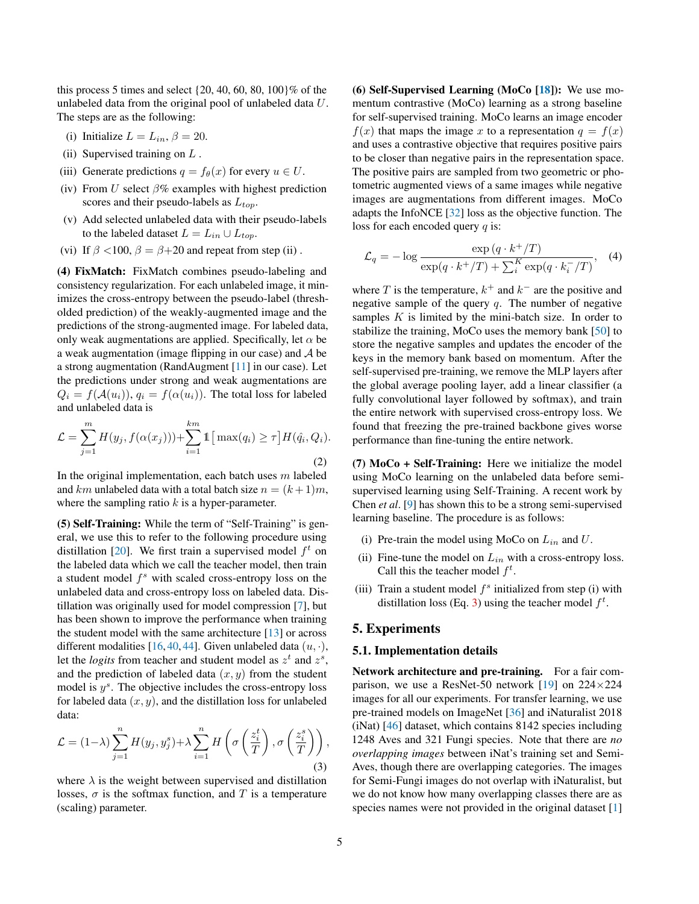this process 5 times and select {20, 40, 60, 80, 100}% of the unlabeled data from the original pool of unlabeled data $U$. The steps are as the following:

(i) Initialize $L = L_{in}$, $\beta = 20$.

(ii) Supervised training on $L$ .

(iii) Generate predictions $q = f_\theta(x)$ for every $u \in U$.

(iv) From $U$ select $\beta$% examples with highest prediction scores and their pseudo-labels as $L_{top}$.

(v) Add selected unlabeled data with their pseudo-labels to the labeled dataset $L = L_{in} \cup L_{top}$.

(vi) If $\beta$ <100, $\beta = \beta$+20 and repeat from step (ii) .

**(4) FixMatch:** FixMatch combines pseudo-labeling and consistency regularization. For each unlabeled image, it minimizes the cross-entropy between the pseudo-label (thresholded prediction) of the weakly-augmented image and the predictions of the strong-augmented image. For labeled data, only weak augmentations are applied. Specifically, let $\alpha$ be a weak augmentation (image flipping in our case) and $\mathcal{A}$ be a strong augmentation (RandAugment [11] in our case). Let the predictions under strong and weak augmentations are $Q_i = f(\mathcal{A}(u_i))$, $q_i = f(\alpha(u_i))$. The total loss for labeled and unlabeled data is

$$\mathcal{L} = \sum_{j=1}^{m} H(y_j, f(\alpha(x_j))) + \sum_{i=1}^{km} \mathbb{1}\left[\max(q_i) \geq \tau\right] H(\hat{q}_i, Q_i). \tag{2}$$

In the original implementation, each batch uses $m$ labeled and $km$ unlabeled data with a total batch size $n = (k+1)m$, where the sampling ratio $k$ is a hyper-parameter.

**(5) Self-Training:** While the term of "Self-Training" is general, we use this to refer to the following procedure using distillation [20]. We first train a supervised model $f^t$ on the labeled data which we call the teacher model, then train a student model $f^s$ with scaled cross-entropy loss on the unlabeled data and cross-entropy loss on labeled data. Distillation was originally used for model compression [7], but has been shown to improve the performance when training the student model with the same architecture [13] or across different modalities [16, 40, 44]. Given unlabeled data $(u, \cdot)$, let the *logits* from teacher and student model as $z^t$ and $z^s$, and the prediction of labeled data $(x, y)$ from the student model is $y^s$. The objective includes the cross-entropy loss for labeled data $(x, y)$, and the distillation loss for unlabeled data:

$$\mathcal{L} = (1-\lambda) \sum_{j=1}^{n} H(y_j, y_j^s) + \lambda \sum_{i=1}^{n} H\left(\sigma\left(\frac{z_i^t}{T}\right), \sigma\left(\frac{z_i^s}{T}\right)\right), \tag{3}$$

where $\lambda$ is the weight between supervised and distillation losses, $\sigma$ is the softmax function, and $T$ is a temperature (scaling) parameter.

**(6) Self-Supervised Learning (MoCo [18]):** We use momentum contrastive (MoCo) learning as a strong baseline for self-supervised training. MoCo learns an image encoder $f(x)$ that maps the image $x$ to a representation $q = f(x)$ and uses a contrastive objective that requires positive pairs to be closer than negative pairs in the representation space. The positive pairs are sampled from two geometric or photometric augmented views of a same images while negative images are augmentations from different images. MoCo adapts the InfoNCE [32] loss as the objective function. The loss for each encoded query $q$ is:

$$\mathcal{L}_q = -\log \frac{\exp\left(q \cdot k^+/T\right)}{\exp(q \cdot k^+/T) + \sum_i^K \exp(q \cdot k_i^-/T)}, \tag{4}$$

where $T$ is the temperature, $k^+$ and $k^-$ are the positive and negative sample of the query $q$. The number of negative samples $K$ is limited by the mini-batch size. In order to stabilize the training, MoCo uses the memory bank [50] to store the negative samples and updates the encoder of the keys in the memory bank based on momentum. After the self-supervised pre-training, we remove the MLP layers after the global average pooling layer, add a linear classifier (a fully convolutional layer followed by softmax), and train the entire network with supervised cross-entropy loss. We found that freezing the pre-trained backbone gives worse performance than fine-tuning the entire network.

**(7) MoCo + Self-Training:** Here we initialize the model using MoCo learning on the unlabeled data before semi-supervised learning using Self-Training. A recent work by Chen *et al*. [9] has shown this to be a strong semi-supervised learning baseline. The procedure is as follows:

(i) Pre-train the model using MoCo on $L_{in}$ and $U$.

(ii) Fine-tune the model on $L_{in}$ with a cross-entropy loss. Call this the teacher model $f^t$.

(iii) Train a student model $f^s$ initialized from step (i) with distillation loss (Eq. 3) using the teacher model $f^t$.

## 5. Experiments

### 5.1. Implementation details

**Network architecture and pre-training.** For a fair comparison, we use a ResNet-50 network [19] on 224×224 images for all our experiments. For transfer learning, we use pre-trained models on ImageNet [36] and iNaturalist 2018 (iNat) [46] dataset, which contains 8142 species including 1248 Aves and 321 Fungi species. Note that there are *no overlapping images* between iNat's training set and Semi-Aves, though there are overlapping categories. The images for Semi-Fungi images do not overlap with iNaturalist, but we do not know how many overlapping classes there are as species names were not provided in the original dataset [1]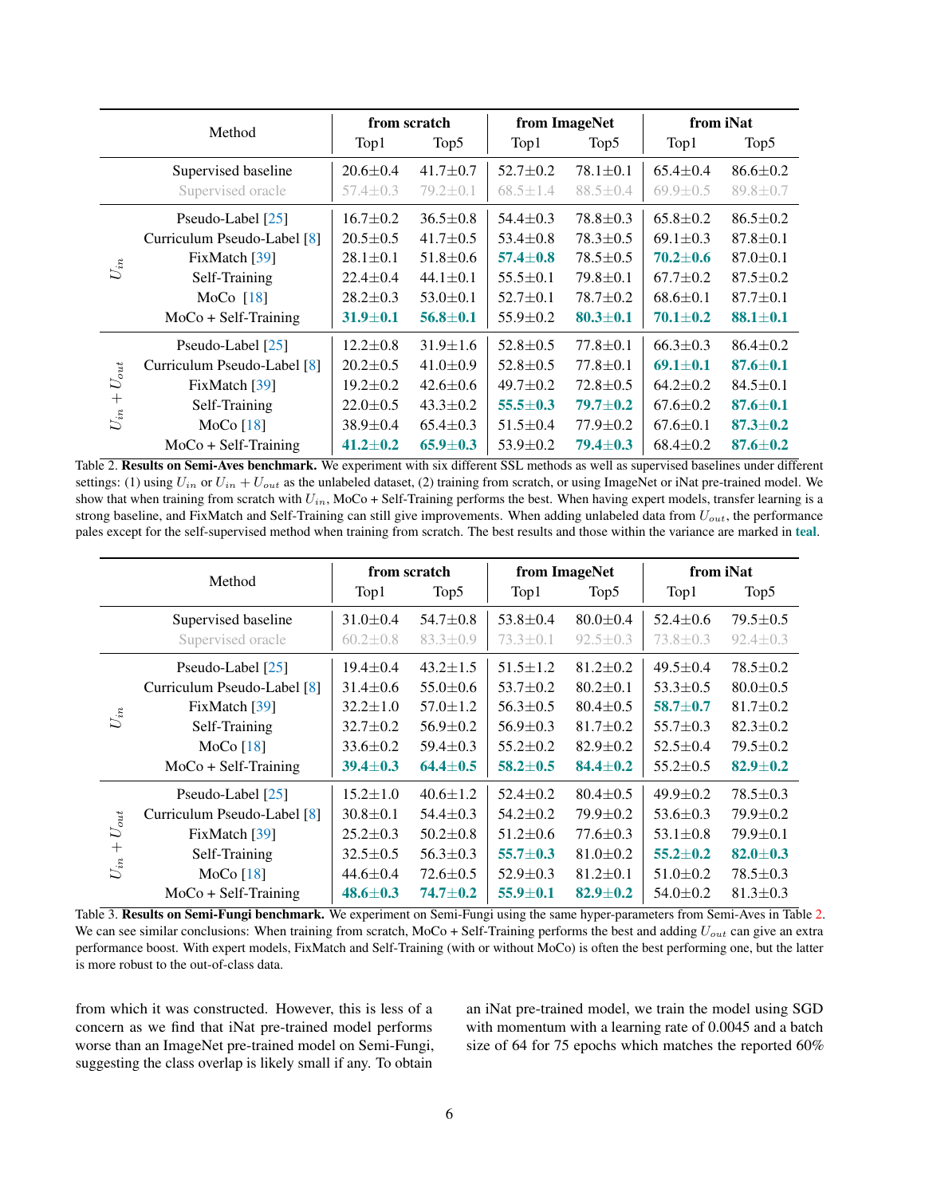| | Method | from scratch | | from ImageNet | | from iNat | |
|---|---|---|---|---|---|---|---|
| | | Top1 | Top5 | Top1 | Top5 | Top1 | Top5 |
| | Supervised baseline | 20.6±0.4 | 41.7±0.7 | 52.7±0.2 | 78.1±0.1 | 65.4±0.4 | 86.6±0.2 |
| | Supervised oracle | 57.4±0.3 | 79.2±0.1 | 68.5±1.4 | 88.5±0.4 | 69.9±0.5 | 89.8±0.7 |
| $U_{in}$ | Pseudo-Label [25] | 16.7±0.2 | 36.5±0.8 | 54.4±0.3 | 78.8±0.3 | 65.8±0.2 | 86.5±0.2 |
| | Curriculum Pseudo-Label [8] | 20.5±0.5 | 41.7±0.5 | 53.4±0.8 | 78.3±0.5 | 69.1±0.3 | 87.8±0.1 |
| | FixMatch [39] | 28.1±0.1 | 51.8±0.6 | **57.4±0.8** | 78.5±0.5 | **70.2±0.6** | 87.0±0.1 |
| | Self-Training | 22.4±0.4 | 44.1±0.1 | 55.5±0.1 | 79.8±0.1 | 67.7±0.2 | 87.5±0.2 |
| | MoCo [18] | 28.2±0.3 | 53.0±0.1 | 52.7±0.1 | 78.7±0.2 | 68.6±0.1 | 87.7±0.1 |
| | MoCo + Self-Training | **31.9±0.1** | **56.8±0.1** | 55.9±0.2 | **80.3±0.1** | **70.1±0.2** | **88.1±0.1** |
| $U_{in} + U_{out}$ | Pseudo-Label [25] | 12.2±0.8 | 31.9±1.6 | 52.8±0.5 | 77.8±0.1 | 66.3±0.3 | 86.4±0.2 |
| | Curriculum Pseudo-Label [8] | 20.2±0.5 | 41.0±0.9 | 52.8±0.5 | 77.8±0.1 | **69.1±0.1** | **87.6±0.1** |
| | FixMatch [39] | 19.2±0.2 | 42.6±0.6 | 49.7±0.2 | 72.8±0.5 | 64.2±0.2 | 84.5±0.1 |
| | Self-Training | 22.0±0.5 | 43.3±0.2 | **55.5±0.3** | **79.7±0.2** | 67.6±0.2 | **87.6±0.1** |
| | MoCo [18] | 38.9±0.4 | 65.4±0.3 | 51.5±0.4 | 77.9±0.2 | 67.6±0.1 | **87.3±0.2** |
| | MoCo + Self-Training | **41.2±0.2** | **65.9±0.3** | 53.9±0.2 | **79.4±0.3** | 68.4±0.2 | **87.6±0.2** |

Table 2. **Results on Semi-Aves benchmark.** We experiment with six different SSL methods as well as supervised baselines under different settings: (1) using $U_{in}$ or $U_{in} + U_{out}$ as the unlabeled dataset, (2) training from scratch, or using ImageNet or iNat pre-trained model. We show that when training from scratch with $U_{in}$, MoCo + Self-Training performs the best. When having expert models, transfer learning is a strong baseline, and FixMatch and Self-Training can still give improvements. When adding unlabeled data from $U_{out}$, the performance pales except for the self-supervised method when training from scratch. The best results and those within the variance are marked in **teal**.

| | Method | from scratch | | from ImageNet | | from iNat | |
|---|---|---|---|---|---|---|---|
| | | Top1 | Top5 | Top1 | Top5 | Top1 | Top5 |
| | Supervised baseline | 31.0±0.4 | 54.7±0.8 | 53.8±0.4 | 80.0±0.4 | 52.4±0.6 | 79.5±0.5 |
| | Supervised oracle | 60.2±0.8 | 83.3±0.9 | 73.3±0.1 | 92.5±0.3 | 73.8±0.3 | 92.4±0.3 |
| $U_{in}$ | Pseudo-Label [25] | 19.4±0.4 | 43.2±1.5 | 51.5±1.2 | 81.2±0.2 | 49.5±0.4 | 78.5±0.2 |
| | Curriculum Pseudo-Label [8] | 31.4±0.6 | 55.0±0.6 | 53.7±0.2 | 80.2±0.1 | 53.3±0.5 | 80.0±0.5 |
| | FixMatch [39] | 32.2±1.0 | 57.0±1.2 | 56.3±0.5 | 80.4±0.5 | **58.7±0.7** | 81.7±0.2 |
| | Self-Training | 32.7±0.2 | 56.9±0.2 | 56.9±0.3 | 81.7±0.2 | 55.7±0.3 | 82.3±0.2 |
| | MoCo [18] | 33.6±0.2 | 59.4±0.3 | 55.2±0.2 | 82.9±0.2 | 52.5±0.4 | 79.5±0.2 |
| | MoCo + Self-Training | **39.4±0.3** | **64.4±0.5** | **58.2±0.5** | **84.4±0.2** | 55.2±0.5 | **82.9±0.2** |
| $U_{in} + U_{out}$ | Pseudo-Label [25] | 15.2±1.0 | 40.6±1.2 | 52.4±0.2 | 80.4±0.5 | 49.9±0.2 | 78.5±0.3 |
| | Curriculum Pseudo-Label [8] | 30.8±0.1 | 54.4±0.3 | 54.2±0.2 | 79.9±0.2 | 53.6±0.3 | 79.9±0.2 |
| | FixMatch [39] | 25.2±0.3 | 50.2±0.8 | 51.2±0.6 | 77.6±0.3 | 53.1±0.8 | 79.9±0.1 |
| | Self-Training | 32.5±0.5 | 56.3±0.3 | **55.7±0.3** | 81.0±0.2 | **55.2±0.2** | **82.0±0.3** |
| | MoCo [18] | 44.6±0.4 | 72.6±0.5 | 52.9±0.3 | 81.2±0.1 | 51.0±0.2 | 78.5±0.3 |
| | MoCo + Self-Training | **48.6±0.3** | **74.7±0.2** | **55.9±0.1** | **82.9±0.2** | 54.0±0.2 | 81.3±0.3 |

Table 3. **Results on Semi-Fungi benchmark.** We experiment on Semi-Fungi using the same hyper-parameters from Semi-Aves in Table 2. We can see similar conclusions: When training from scratch, MoCo + Self-Training performs the best and adding $U_{out}$ can give an extra performance boost. With expert models, FixMatch and Self-Training (with or without MoCo) is often the best performing one, but the latter is more robust to the out-of-class data.

from which it was constructed. However, this is less of a concern as we find that iNat pre-trained model performs worse than an ImageNet pre-trained model on Semi-Fungi, suggesting the class overlap is likely small if any. To obtain an iNat pre-trained model, we train the model using SGD with momentum with a learning rate of 0.0045 and a batch size of 64 for 75 epochs which matches the reported 60%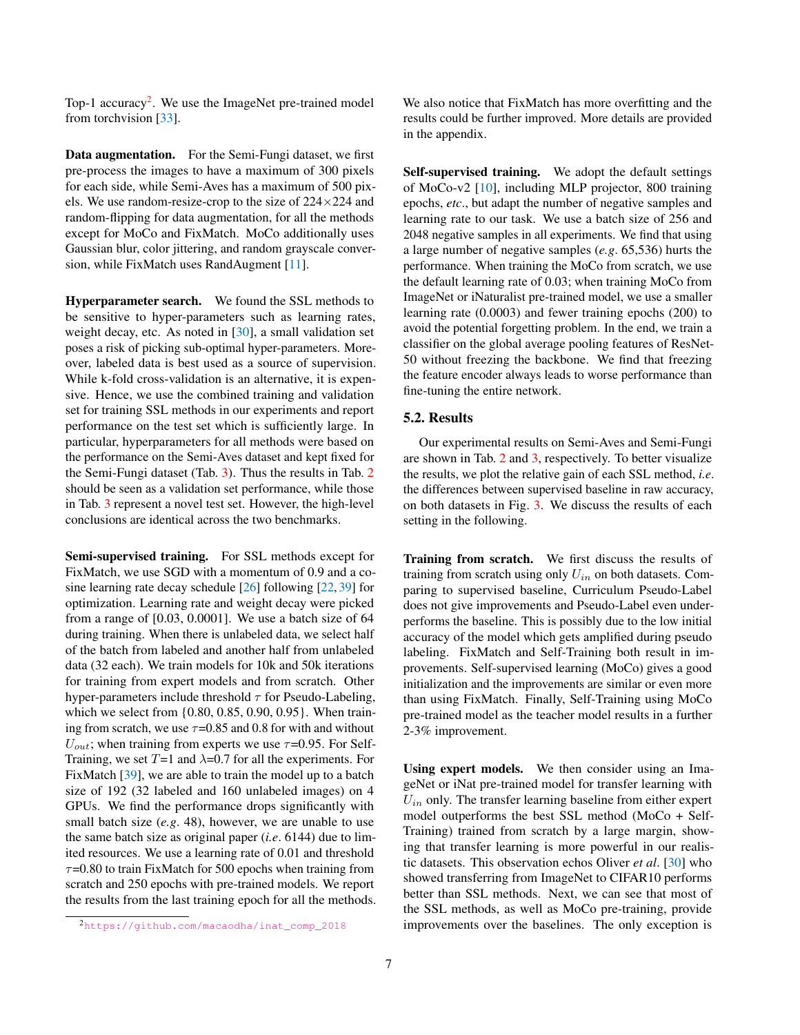Top-1 accuracy[2]. We use the ImageNet pre-trained model from torchvision [33].

**Data augmentation.** For the Semi-Fungi dataset, we first pre-process the images to have a maximum of 300 pixels for each side, while Semi-Aves has a maximum of 500 pixels. We use random-resize-crop to the size of 224×224 and random-flipping for data augmentation, for all the methods except for MoCo and FixMatch. MoCo additionally uses Gaussian blur, color jittering, and random grayscale conversion, while FixMatch uses RandAugment [11].

**Hyperparameter search.** We found the SSL methods to be sensitive to hyper-parameters such as learning rates, weight decay, etc. As noted in [30], a small validation set poses a risk of picking sub-optimal hyper-parameters. Moreover, labeled data is best used as a source of supervision. While k-fold cross-validation is an alternative, it is expensive. Hence, we use the combined training and validation set for training SSL methods in our experiments and report performance on the test set which is sufficiently large. In particular, hyperparameters for all methods were based on the performance on the Semi-Aves dataset and kept fixed for the Semi-Fungi dataset (Tab. 3). Thus the results in Tab. 2 should be seen as a validation set performance, while those in Tab. 3 represent a novel test set. However, the high-level conclusions are identical across the two benchmarks.

**Semi-supervised training.** For SSL methods except for FixMatch, we use SGD with a momentum of 0.9 and a cosine learning rate decay schedule [26] following [22, 39] for optimization. Learning rate and weight decay were picked from a range of [0.03, 0.0001]. We use a batch size of 64 during training. When there is unlabeled data, we select half of the batch from labeled and another half from unlabeled data (32 each). We train models for 10k and 50k iterations for training from expert models and from scratch. Other hyper-parameters include threshold $\tau$ for Pseudo-Labeling, which we select from {0.80, 0.85, 0.90, 0.95}. When training from scratch, we use $\tau$=0.85 and 0.8 for with and without $U_{out}$; when training from experts we use $\tau$=0.95. For Self-Training, we set $T$=1 and $\lambda$=0.7 for all the experiments. For FixMatch [39], we are able to train the model up to a batch size of 192 (32 labeled and 160 unlabeled images) on 4 GPUs. We find the performance drops significantly with small batch size (*e.g*. 48), however, we are unable to use the same batch size as original paper (*i.e*. 6144) due to limited resources. We use a learning rate of 0.01 and threshold $\tau$=0.80 to train FixMatch for 500 epochs when training from scratch and 250 epochs with pre-trained models. We report the results from the last training epoch for all the methods. We also notice that FixMatch has more overfitting and the results could be further improved. More details are provided in the appendix.

**Self-supervised training.** We adopt the default settings of MoCo-v2 [10], including MLP projector, 800 training epochs, *etc*., but adapt the number of negative samples and learning rate to our task. We use a batch size of 256 and 2048 negative samples in all experiments. We find that using a large number of negative samples (*e.g*. 65,536) hurts the performance. When training the MoCo from scratch, we use the default learning rate of 0.03; when training MoCo from ImageNet or iNaturalist pre-trained model, we use a smaller learning rate (0.0003) and fewer training epochs (200) to avoid the potential forgetting problem. In the end, we train a classifier on the global average pooling features of ResNet-50 without freezing the backbone. We find that freezing the feature encoder always leads to worse performance than fine-tuning the entire network.

[2] https://github.com/macaodha/inat_comp_2018

## 5.2. Results

Our experimental results on Semi-Aves and Semi-Fungi are shown in Tab. 2 and 3, respectively. To better visualize the results, we plot the relative gain of each SSL method, *i.e*. the differences between supervised baseline in raw accuracy, on both datasets in Fig. 3. We discuss the results of each setting in the following.

**Training from scratch.** We first discuss the results of training from scratch using only $U_{in}$ on both datasets. Comparing to supervised baseline, Curriculum Pseudo-Label does not give improvements and Pseudo-Label even underperforms the baseline. This is possibly due to the low initial accuracy of the model which gets amplified during pseudo labeling. FixMatch and Self-Training both result in improvements. Self-supervised learning (MoCo) gives a good initialization and the improvements are similar or even more than using FixMatch. Finally, Self-Training using MoCo pre-trained model as the teacher model results in a further 2-3% improvement.

**Using expert models.** We then consider using an ImageNet or iNat pre-trained model for transfer learning with $U_{in}$ only. The transfer learning baseline from either expert model outperforms the best SSL method (MoCo + Self-Training) trained from scratch by a large margin, showing that transfer learning is more powerful in our realistic datasets. This observation echos Oliver *et al*. [30] who showed transferring from ImageNet to CIFAR10 performs better than SSL methods. Next, we can see that most of the SSL methods, as well as MoCo pre-training, provide improvements over the baselines. The only exception is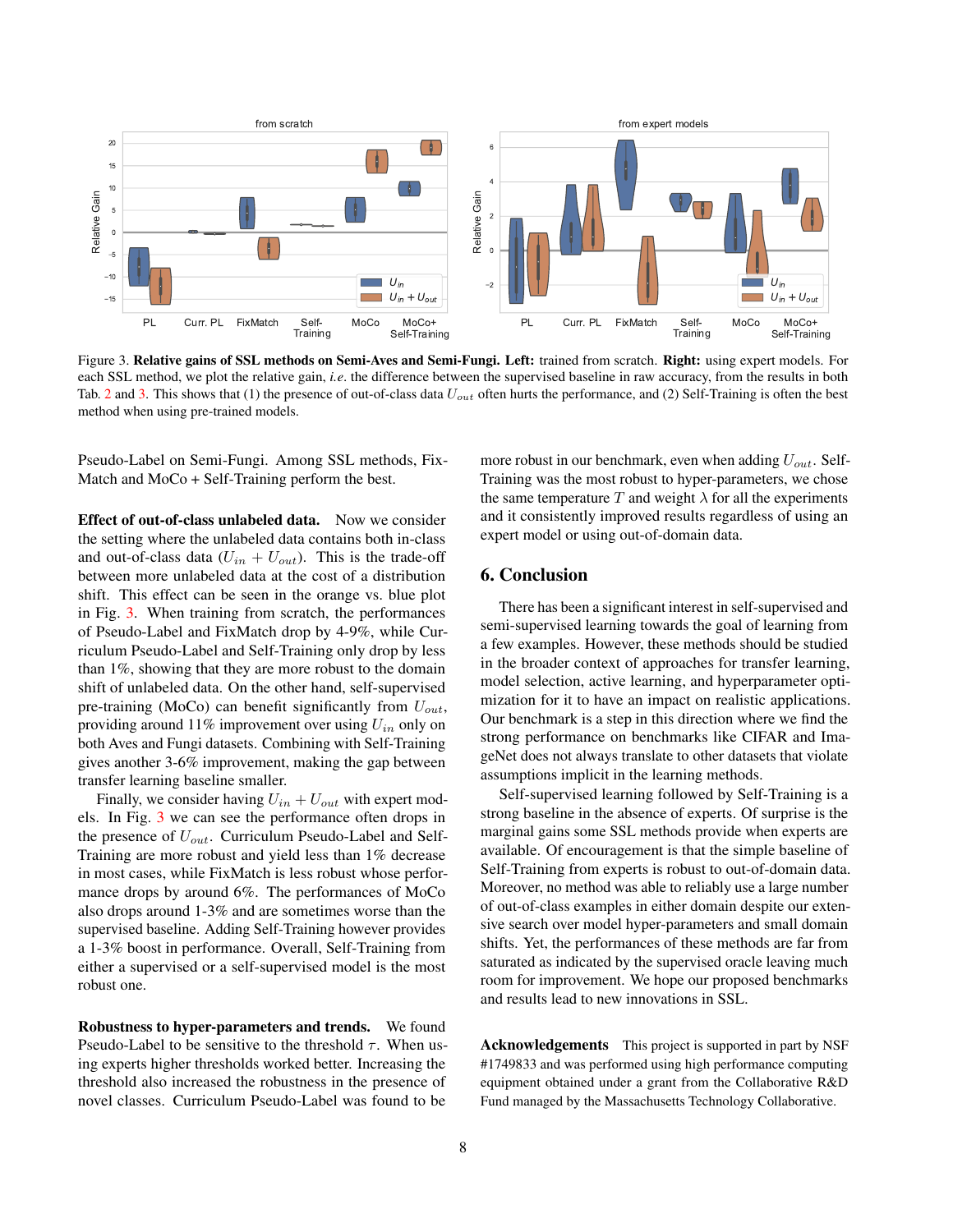Figure 3. **Relative gains of SSL methods on Semi-Aves and Semi-Fungi. Left:** trained from scratch. **Right:** using expert models. For each SSL method, we plot the relative gain, *i.e.* the difference between the supervised baseline in raw accuracy, from the results in both Tab. 2 and 3. This shows that (1) the presence of out-of-class data $U_{out}$ often hurts the performance, and (2) Self-Training is often the best method when using pre-trained models.

Pseudo-Label on Semi-Fungi. Among SSL methods, FixMatch and MoCo + Self-Training perform the best.

**Effect of out-of-class unlabeled data.** Now we consider the setting where the unlabeled data contains both in-class and out-of-class data ($U_{in} + U_{out}$). This is the trade-off between more unlabeled data at the cost of a distribution shift. This effect can be seen in the orange vs. blue plot in Fig. 3. When training from scratch, the performances of Pseudo-Label and FixMatch drop by 4-9%, while Curriculum Pseudo-Label and Self-Training only drop by less than 1%, showing that they are more robust to the domain shift of unlabeled data. On the other hand, self-supervised pre-training (MoCo) can benefit significantly from $U_{out}$, providing around 11% improvement over using $U_{in}$ only on both Aves and Fungi datasets. Combining with Self-Training gives another 3-6% improvement, making the gap between transfer learning baseline smaller.

Finally, we consider having $U_{in} + U_{out}$ with expert models. In Fig. 3 we can see the performance often drops in the presence of $U_{out}$. Curriculum Pseudo-Label and Self-Training are more robust and yield less than 1% decrease in most cases, while FixMatch is less robust whose performance drops by around 6%. The performances of MoCo also drops around 1-3% and are sometimes worse than the supervised baseline. Adding Self-Training however provides a 1-3% boost in performance. Overall, Self-Training from either a supervised or a self-supervised model is the most robust one.

**Robustness to hyper-parameters and trends.** We found Pseudo-Label to be sensitive to the threshold $\tau$. When using experts higher thresholds worked better. Increasing the threshold also increased the robustness in the presence of novel classes. Curriculum Pseudo-Label was found to be more robust in our benchmark, even when adding $U_{out}$. Self-Training was the most robust to hyper-parameters, we chose the same temperature $T$ and weight $\lambda$ for all the experiments and it consistently improved results regardless of using an expert model or using out-of-domain data.

## 6. Conclusion

There has been a significant interest in self-supervised and semi-supervised learning towards the goal of learning from a few examples. However, these methods should be studied in the broader context of approaches for transfer learning, model selection, active learning, and hyperparameter optimization for it to have an impact on realistic applications. Our benchmark is a step in this direction where we find the strong performance on benchmarks like CIFAR and ImageNet does not always translate to other datasets that violate assumptions implicit in the learning methods.

Self-supervised learning followed by Self-Training is a strong baseline in the absence of experts. Of surprise is the marginal gains some SSL methods provide when experts are available. Of encouragement is that the simple baseline of Self-Training from experts is robust to out-of-domain data. Moreover, no method was able to reliably use a large number of out-of-class examples in either domain despite our extensive search over model hyper-parameters and small domain shifts. Yet, the performances of these methods are far from saturated as indicated by the supervised oracle leaving much room for improvement. We hope our proposed benchmarks and results lead to new innovations in SSL.

**Acknowledgements** This project is supported in part by NSF #1749833 and was performed using high performance computing equipment obtained under a grant from the Collaborative R&D Fund managed by the Massachusetts Technology Collaborative.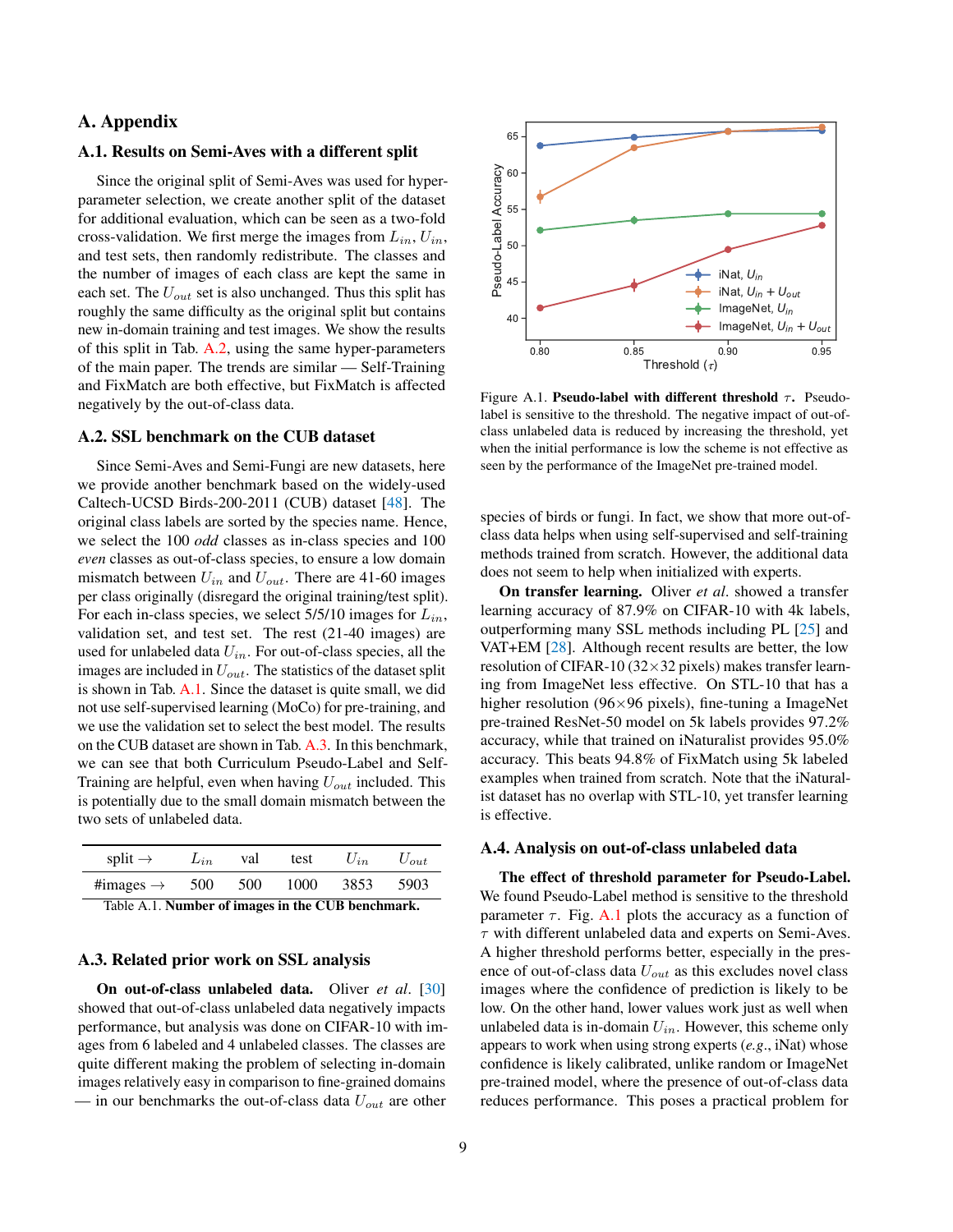## A. Appendix

### A.1. Results on Semi-Aves with a different split

Since the original split of Semi-Aves was used for hyper-parameter selection, we create another split of the dataset for additional evaluation, which can be seen as a two-fold cross-validation. We first merge the images from $L_{in}$, $U_{in}$, and test sets, then randomly redistribute. The classes and the number of images of each class are kept the same in each set. The $U_{out}$ set is also unchanged. Thus this split has roughly the same difficulty as the original split but contains new in-domain training and test images. We show the results of this split in Tab. A.2, using the same hyper-parameters of the main paper. The trends are similar — Self-Training and FixMatch are both effective, but FixMatch is affected negatively by the out-of-class data.

### A.2. SSL benchmark on the CUB dataset

Since Semi-Aves and Semi-Fungi are new datasets, here we provide another benchmark based on the widely-used Caltech-UCSD Birds-200-2011 (CUB) dataset [48]. The original class labels are sorted by the species name. Hence, we select the 100 *odd* classes as in-class species and 100 *even* classes as out-of-class species, to ensure a low domain mismatch between $U_{in}$ and $U_{out}$. There are 41-60 images per class originally (disregard the original training/test split). For each in-class species, we select 5/5/10 images for $L_{in}$, validation set, and test set. The rest (21-40 images) are used for unlabeled data $U_{in}$. For out-of-class species, all the images are included in $U_{out}$. The statistics of the dataset split is shown in Tab. A.1. Since the dataset is quite small, we did not use self-supervised learning (MoCo) for pre-training, and we use the validation set to select the best model. The results on the CUB dataset are shown in Tab. A.3. In this benchmark, we can see that both Curriculum Pseudo-Label and Self-Training are helpful, even when having $U_{out}$ included. This is potentially due to the small domain mismatch between the two sets of unlabeled data.

| split → | $L_{in}$ | val | test | $U_{in}$ | $U_{out}$ |
|---|---|---|---|---|---|
| #images → | 500 | 500 | 1000 | 3853 | 5903 |

Table A.1. **Number of images in the CUB benchmark.**

### A.3. Related prior work on SSL analysis

**On out-of-class unlabeled data.** Oliver *et al*. [30] showed that out-of-class unlabeled data negatively impacts performance, but analysis was done on CIFAR-10 with images from 6 labeled and 4 unlabeled classes. The classes are quite different making the problem of selecting in-domain images relatively easy in comparison to fine-grained domains — in our benchmarks the out-of-class data $U_{out}$ are other species of birds or fungi. In fact, we show that more out-of-class data helps when using self-supervised and self-training methods trained from scratch. However, the additional data does not seem to help when initialized with experts.

**On transfer learning.** Oliver *et al*. showed a transfer learning accuracy of 87.9% on CIFAR-10 with 4k labels, outperforming many SSL methods including PL [25] and VAT+EM [28]. Although recent results are better, the low resolution of CIFAR-10 (32×32 pixels) makes transfer learning from ImageNet less effective. On STL-10 that has a higher resolution (96×96 pixels), fine-tuning a ImageNet pre-trained ResNet-50 model on 5k labels provides 97.2% accuracy, while that trained on iNaturalist provides 95.0% accuracy. This beats 94.8% of FixMatch using 5k labeled examples when trained from scratch. Note that the iNaturalist dataset has no overlap with STL-10, yet transfer learning is effective.

Figure A.1. **Pseudo-label with different threshold $\tau$.** Pseudo-label is sensitive to the threshold. The negative impact of out-of-class unlabeled data is reduced by increasing the threshold, yet when the initial performance is low the scheme is not effective as seen by the performance of the ImageNet pre-trained model.

### A.4. Analysis on out-of-class unlabeled data

**The effect of threshold parameter for Pseudo-Label.** We found Pseudo-Label method is sensitive to the threshold parameter $\tau$. Fig. A.1 plots the accuracy as a function of $\tau$ with different unlabeled data and experts on Semi-Aves. A higher threshold performs better, especially in the presence of out-of-class data $U_{out}$ as this excludes novel class images where the confidence of prediction is likely to be low. On the other hand, lower values work just as well when unlabeled data is in-domain $U_{in}$. However, this scheme only appears to work when using strong experts (*e.g*., iNat) whose confidence is likely calibrated, unlike random or ImageNet pre-trained model, where the presence of out-of-class data reduces performance. This poses a practical problem for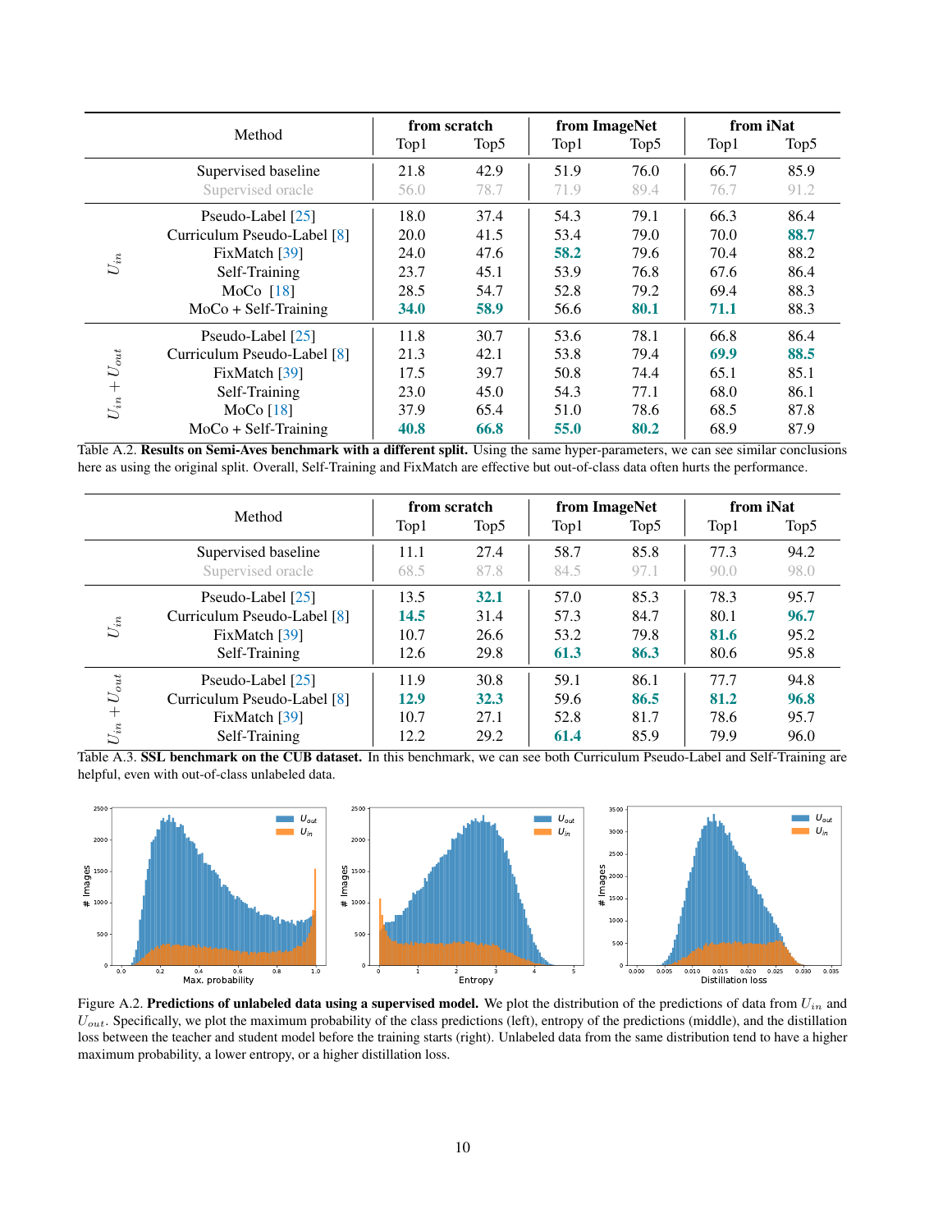| | Method | from scratch | | from ImageNet | | from iNat | |
|---|---|---|---|---|---|---|---|
| | | Top1 | Top5 | Top1 | Top5 | Top1 | Top5 |
| | Supervised baseline | 21.8 | 42.9 | 51.9 | 76.0 | 66.7 | 85.9 |
| | Supervised oracle | 56.0 | 78.7 | 71.9 | 89.4 | 76.7 | 91.2 |
| $U_{in}$ | Pseudo-Label [25] | 18.0 | 37.4 | 54.3 | 79.1 | 66.3 | 86.4 |
| | Curriculum Pseudo-Label [8] | 20.0 | 41.5 | 53.4 | 79.0 | 70.0 | **88.7** |
| | FixMatch [39] | 24.0 | 47.6 | **58.2** | 79.6 | 70.4 | 88.2 |
| | Self-Training | 23.7 | 45.1 | 53.9 | 76.8 | 67.6 | 86.4 |
| | MoCo [18] | 28.5 | 54.7 | 52.8 | 79.2 | 69.4 | 88.3 |
| | MoCo + Self-Training | **34.0** | **58.9** | 56.6 | **80.1** | **71.1** | 88.3 |
| $U_{in} + U_{out}$ | Pseudo-Label [25] | 11.8 | 30.7 | 53.6 | 78.1 | 66.8 | 86.4 |
| | Curriculum Pseudo-Label [8] | 21.3 | 42.1 | 53.8 | 79.4 | **69.9** | **88.5** |
| | FixMatch [39] | 17.5 | 39.7 | 50.8 | 74.4 | 65.1 | 85.1 |
| | Self-Training | 23.0 | 45.0 | 54.3 | 77.1 | 68.0 | 86.1 |
| | MoCo [18] | 37.9 | 65.4 | 51.0 | 78.6 | 68.5 | 87.8 |
| | MoCo + Self-Training | **40.8** | **66.8** | **55.0** | **80.2** | 68.9 | 87.9 |

Table A.2. **Results on Semi-Aves benchmark with a different split.** Using the same hyper-parameters, we can see similar conclusions here as using the original split. Overall, Self-Training and FixMatch are effective but out-of-class data often hurts the performance.

| | Method | from scratch | | from ImageNet | | from iNat | |
|---|---|---|---|---|---|---|---|
| | | Top1 | Top5 | Top1 | Top5 | Top1 | Top5 |
| | Supervised baseline | 11.1 | 27.4 | 58.7 | 85.8 | 77.3 | 94.2 |
| | Supervised oracle | 68.5 | 87.8 | 84.5 | 97.1 | 90.0 | 98.0 |
| $U_{in}$ | Pseudo-Label [25] | 13.5 | **32.1** | 57.0 | 85.3 | 78.3 | 95.7 |
| | Curriculum Pseudo-Label [8] | **14.5** | 31.4 | 57.3 | 84.7 | 80.1 | **96.7** |
| | FixMatch [39] | 10.7 | 26.6 | 53.2 | 79.8 | **81.6** | 95.2 |
| | Self-Training | 12.6 | 29.8 | **61.3** | **86.3** | 80.6 | 95.8 |
| $U_{in} + U_{out}$ | Pseudo-Label [25] | 11.9 | 30.8 | 59.1 | 86.1 | 77.7 | 94.8 |
| | Curriculum Pseudo-Label [8] | **12.9** | **32.3** | 59.6 | **86.5** | **81.2** | **96.8** |
| | FixMatch [39] | 10.7 | 27.1 | 52.8 | 81.7 | 78.6 | 95.7 |
| | Self-Training | 12.2 | 29.2 | **61.4** | 85.9 | 79.9 | 96.0 |

Table A.3. **SSL benchmark on the CUB dataset.** In this benchmark, we can see both Curriculum Pseudo-Label and Self-Training are helpful, even with out-of-class unlabeled data.

Figure A.2. **Predictions of unlabeled data using a supervised model.** We plot the distribution of the predictions of data from $U_{in}$ and $U_{out}$. Specifically, we plot the maximum probability of the class predictions (left), entropy of the predictions (middle), and the distillation loss between the teacher and student model before the training starts (right). Unlabeled data from the same distribution tend to have a higher maximum probability, a lower entropy, or a higher distillation loss.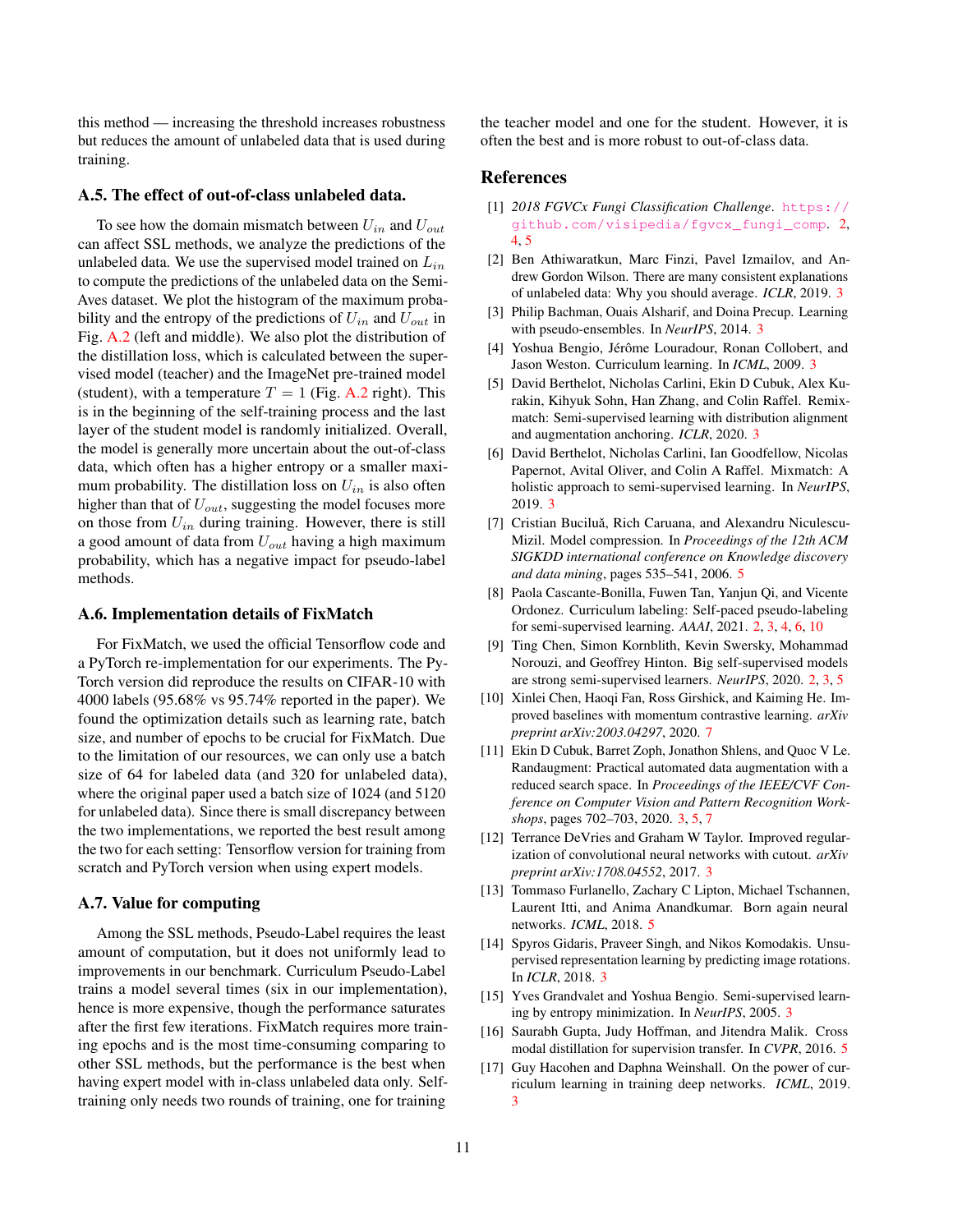this method — increasing the threshold increases robustness but reduces the amount of unlabeled data that is used during training.

### A.5. The effect of out-of-class unlabeled data.

To see how the domain mismatch between $U_{in}$ and $U_{out}$ can affect SSL methods, we analyze the predictions of the unlabeled data. We use the supervised model trained on $L_{in}$ to compute the predictions of the unlabeled data on the Semi-Aves dataset. We plot the histogram of the maximum probability and the entropy of the predictions of $U_{in}$ and $U_{out}$ in Fig. A.2 (left and middle). We also plot the distribution of the distillation loss, which is calculated between the supervised model (teacher) and the ImageNet pre-trained model (student), with a temperature $T = 1$ (Fig. A.2 right). This is in the beginning of the self-training process and the last layer of the student model is randomly initialized. Overall, the model is generally more uncertain about the out-of-class data, which often has a higher entropy or a smaller maximum probability. The distillation loss on $U_{in}$ is also often higher than that of $U_{out}$, suggesting the model focuses more on those from $U_{in}$ during training. However, there is still a good amount of data from $U_{out}$ having a high maximum probability, which has a negative impact for pseudo-label methods.

### A.6. Implementation details of FixMatch

For FixMatch, we used the official Tensorflow code and a PyTorch re-implementation for our experiments. The PyTorch version did reproduce the results on CIFAR-10 with 4000 labels (95.68% vs 95.74% reported in the paper). We found the optimization details such as learning rate, batch size, and number of epochs to be crucial for FixMatch. Due to the limitation of our resources, we can only use a batch size of 64 for labeled data (and 320 for unlabeled data), where the original paper used a batch size of 1024 (and 5120 for unlabeled data). Since there is small discrepancy between the two implementations, we reported the best result among the two for each setting: Tensorflow version for training from scratch and PyTorch version when using expert models.

### A.7. Value for computing

Among the SSL methods, Pseudo-Label requires the least amount of computation, but it does not uniformly lead to improvements in our benchmark. Curriculum Pseudo-Label trains a model several times (six in our implementation), hence is more expensive, though the performance saturates after the first few iterations. FixMatch requires more training epochs and is the most time-consuming comparing to other SSL methods, but the performance is the best when having expert model with in-class unlabeled data only. Self-training only needs two rounds of training, one for training the teacher model and one for the student. However, it is often the best and is more robust to out-of-class data.

## References

[1] *2018 FGVCx Fungi Classification Challenge*. https://github.com/visipedia/fgvcx_fungi_comp. 2, 4, 5

[2] Ben Athiwaratkun, Marc Finzi, Pavel Izmailov, and Andrew Gordon Wilson. There are many consistent explanations of unlabeled data: Why you should average. *ICLR*, 2019. 3

[3] Philip Bachman, Ouais Alsharif, and Doina Precup. Learning with pseudo-ensembles. In *NeurIPS*, 2014. 3

[4] Yoshua Bengio, Jérôme Louradour, Ronan Collobert, and Jason Weston. Curriculum learning. In *ICML*, 2009. 3

[5] David Berthelot, Nicholas Carlini, Ekin D Cubuk, Alex Kurakin, Kihyuk Sohn, Han Zhang, and Colin Raffel. Remixmatch: Semi-supervised learning with distribution alignment and augmentation anchoring. *ICLR*, 2020. 3

[6] David Berthelot, Nicholas Carlini, Ian Goodfellow, Nicolas Papernot, Avital Oliver, and Colin A Raffel. Mixmatch: A holistic approach to semi-supervised learning. In *NeurIPS*, 2019. 3

[7] Cristian Buciluă, Rich Caruana, and Alexandru Niculescu-Mizil. Model compression. In *Proceedings of the 12th ACM SIGKDD international conference on Knowledge discovery and data mining*, pages 535–541, 2006. 5

[8] Paola Cascante-Bonilla, Fuwen Tan, Yanjun Qi, and Vicente Ordonez. Curriculum labeling: Self-paced pseudo-labeling for semi-supervised learning. *AAAI*, 2021. 2, 3, 4, 6, 10

[9] Ting Chen, Simon Kornblith, Kevin Swersky, Mohammad Norouzi, and Geoffrey Hinton. Big self-supervised models are strong semi-supervised learners. *NeurIPS*, 2020. 2, 3, 5

[10] Xinlei Chen, Haoqi Fan, Ross Girshick, and Kaiming He. Improved baselines with momentum contrastive learning. *arXiv preprint arXiv:2003.04297*, 2020. 7

[11] Ekin D Cubuk, Barret Zoph, Jonathon Shlens, and Quoc V Le. Randaugment: Practical automated data augmentation with a reduced search space. In *Proceedings of the IEEE/CVF Conference on Computer Vision and Pattern Recognition Workshops*, pages 702–703, 2020. 3, 5, 7

[12] Terrance DeVries and Graham W Taylor. Improved regularization of convolutional neural networks with cutout. *arXiv preprint arXiv:1708.04552*, 2017. 3

[13] Tommaso Furlanello, Zachary C Lipton, Michael Tschannen, Laurent Itti, and Anima Anandkumar. Born again neural networks. *ICML*, 2018. 5

[14] Spyros Gidaris, Praveer Singh, and Nikos Komodakis. Unsupervised representation learning by predicting image rotations. In *ICLR*, 2018. 3

[15] Yves Grandvalet and Yoshua Bengio. Semi-supervised learning by entropy minimization. In *NeurIPS*, 2005. 3

[16] Saurabh Gupta, Judy Hoffman, and Jitendra Malik. Cross modal distillation for supervision transfer. In *CVPR*, 2016. 5

[17] Guy Hacohen and Daphna Weinshall. On the power of curriculum learning in training deep networks. *ICML*, 2019. 3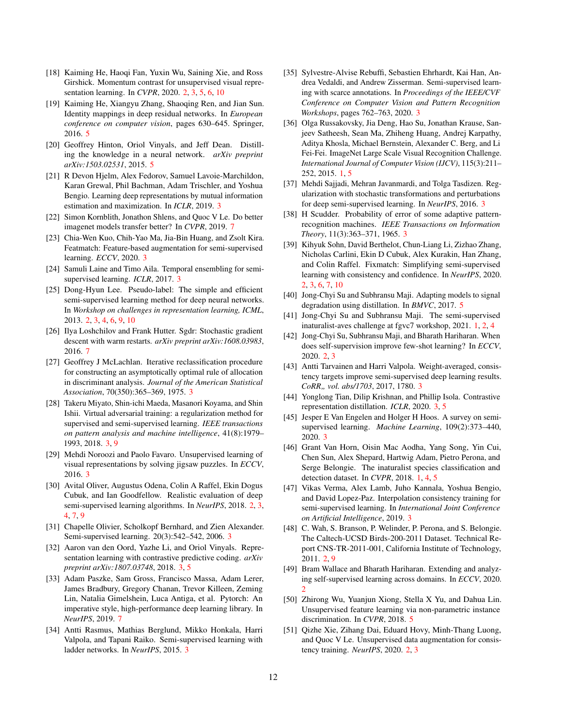[18] Kaiming He, Haoqi Fan, Yuxin Wu, Saining Xie, and Ross Girshick. Momentum contrast for unsupervised visual representation learning. In *CVPR*, 2020. 2, 3, 5, 6, 10

[19] Kaiming He, Xiangyu Zhang, Shaoqing Ren, and Jian Sun. Identity mappings in deep residual networks. In *European conference on computer vision*, pages 630–645. Springer, 2016. 5

[20] Geoffrey Hinton, Oriol Vinyals, and Jeff Dean. Distilling the knowledge in a neural network. *arXiv preprint arXiv:1503.02531*, 2015. 5

[21] R Devon Hjelm, Alex Fedorov, Samuel Lavoie-Marchildon, Karan Grewal, Phil Bachman, Adam Trischler, and Yoshua Bengio. Learning deep representations by mutual information estimation and maximization. In *ICLR*, 2019. 3

[22] Simon Kornblith, Jonathon Shlens, and Quoc V Le. Do better imagenet models transfer better? In *CVPR*, 2019. 7

[23] Chia-Wen Kuo, Chih-Yao Ma, Jia-Bin Huang, and Zsolt Kira. Featmatch: Feature-based augmentation for semi-supervised learning. *ECCV*, 2020. 3

[24] Samuli Laine and Timo Aila. Temporal ensembling for semi-supervised learning. *ICLR*, 2017. 3

[25] Dong-Hyun Lee. Pseudo-label: The simple and efficient semi-supervised learning method for deep neural networks. In *Workshop on challenges in representation learning, ICML*, 2013. 2, 3, 4, 6, 9, 10

[26] Ilya Loshchilov and Frank Hutter. Sgdr: Stochastic gradient descent with warm restarts. *arXiv preprint arXiv:1608.03983*, 2016. 7

[27] Geoffrey J McLachlan. Iterative reclassification procedure for constructing an asymptotically optimal rule of allocation in discriminant analysis. *Journal of the American Statistical Association*, 70(350):365–369, 1975. 3

[28] Takeru Miyato, Shin-ichi Maeda, Masanori Koyama, and Shin Ishii. Virtual adversarial training: a regularization method for supervised and semi-supervised learning. *IEEE transactions on pattern analysis and machine intelligence*, 41(8):1979–1993, 2018. 3, 9

[29] Mehdi Noroozi and Paolo Favaro. Unsupervised learning of visual representations by solving jigsaw puzzles. In *ECCV*, 2016. 3

[30] Avital Oliver, Augustus Odena, Colin A Raffel, Ekin Dogus Cubuk, and Ian Goodfellow. Realistic evaluation of deep semi-supervised learning algorithms. In *NeurIPS*, 2018. 2, 3, 4, 7, 9

[31] Chapelle Olivier, Scholkopf Bernhard, and Zien Alexander. Semi-supervised learning. 20(3):542–542, 2006. 3

[32] Aaron van den Oord, Yazhe Li, and Oriol Vinyals. Representation learning with contrastive predictive coding. *arXiv preprint arXiv:1807.03748*, 2018. 3, 5

[33] Adam Paszke, Sam Gross, Francisco Massa, Adam Lerer, James Bradbury, Gregory Chanan, Trevor Killeen, Zeming Lin, Natalia Gimelshein, Luca Antiga, et al. Pytorch: An imperative style, high-performance deep learning library. In *NeurIPS*, 2019. 7

[34] Antti Rasmus, Mathias Berglund, Mikko Honkala, Harri Valpola, and Tapani Raiko. Semi-supervised learning with ladder networks. In *NeurIPS*, 2015. 3

[35] Sylvestre-Alvise Rebuffi, Sebastien Ehrhardt, Kai Han, Andrea Vedaldi, and Andrew Zisserman. Semi-supervised learning with scarce annotations. In *Proceedings of the IEEE/CVF Conference on Computer Vision and Pattern Recognition Workshops*, pages 762–763, 2020. 3

[36] Olga Russakovsky, Jia Deng, Hao Su, Jonathan Krause, Sanjeev Satheesh, Sean Ma, Zhiheng Huang, Andrej Karpathy, Aditya Khosla, Michael Bernstein, Alexander C. Berg, and Li Fei-Fei. ImageNet Large Scale Visual Recognition Challenge. *International Journal of Computer Vision (IJCV)*, 115(3):211–252, 2015. 1, 5

[37] Mehdi Sajjadi, Mehran Javanmardi, and Tolga Tasdizen. Regularization with stochastic transformations and perturbations for deep semi-supervised learning. In *NeurIPS*, 2016. 3

[38] H Scudder. Probability of error of some adaptive pattern-recognition machines. *IEEE Transactions on Information Theory*, 11(3):363–371, 1965. 3

[39] Kihyuk Sohn, David Berthelot, Chun-Liang Li, Zizhao Zhang, Nicholas Carlini, Ekin D Cubuk, Alex Kurakin, Han Zhang, and Colin Raffel. Fixmatch: Simplifying semi-supervised learning with consistency and confidence. In *NeurIPS*, 2020. 2, 3, 6, 7, 10

[40] Jong-Chyi Su and Subhransu Maji. Adapting models to signal degradation using distillation. In *BMVC*, 2017. 5

[41] Jong-Chyi Su and Subhransu Maji. The semi-supervised inaturalist-aves challenge at fgvc7 workshop, 2021. 1, 2, 4

[42] Jong-Chyi Su, Subhransu Maji, and Bharath Hariharan. When does self-supervision improve few-shot learning? In *ECCV*, 2020. 2, 3

[43] Antti Tarvainen and Harri Valpola. Weight-averaged, consistency targets improve semi-supervised deep learning results. *CoRR,, vol. abs/1703*, 2017, 1780. 3

[44] Yonglong Tian, Dilip Krishnan, and Phillip Isola. Contrastive representation distillation. *ICLR*, 2020. 3, 5

[45] Jesper E Van Engelen and Holger H Hoos. A survey on semi-supervised learning. *Machine Learning*, 109(2):373–440, 2020. 3

[46] Grant Van Horn, Oisin Mac Aodha, Yang Song, Yin Cui, Chen Sun, Alex Shepard, Hartwig Adam, Pietro Perona, and Serge Belongie. The inaturalist species classification and detection dataset. In *CVPR*, 2018. 1, 4, 5

[47] Vikas Verma, Alex Lamb, Juho Kannala, Yoshua Bengio, and David Lopez-Paz. Interpolation consistency training for semi-supervised learning. In *International Joint Conference on Artificial Intelligence*, 2019. 3

[48] C. Wah, S. Branson, P. Welinder, P. Perona, and S. Belongie. The Caltech-UCSD Birds-200-2011 Dataset. Technical Report CNS-TR-2011-001, California Institute of Technology, 2011. 2, 9

[49] Bram Wallace and Bharath Hariharan. Extending and analyzing self-supervised learning across domains. In *ECCV*, 2020. 2

[50] Zhirong Wu, Yuanjun Xiong, Stella X Yu, and Dahua Lin. Unsupervised feature learning via non-parametric instance discrimination. In *CVPR*, 2018. 5

[51] Qizhe Xie, Zihang Dai, Eduard Hovy, Minh-Thang Luong, and Quoc V Le. Unsupervised data augmentation for consistency training. *NeurIPS*, 2020. 2, 3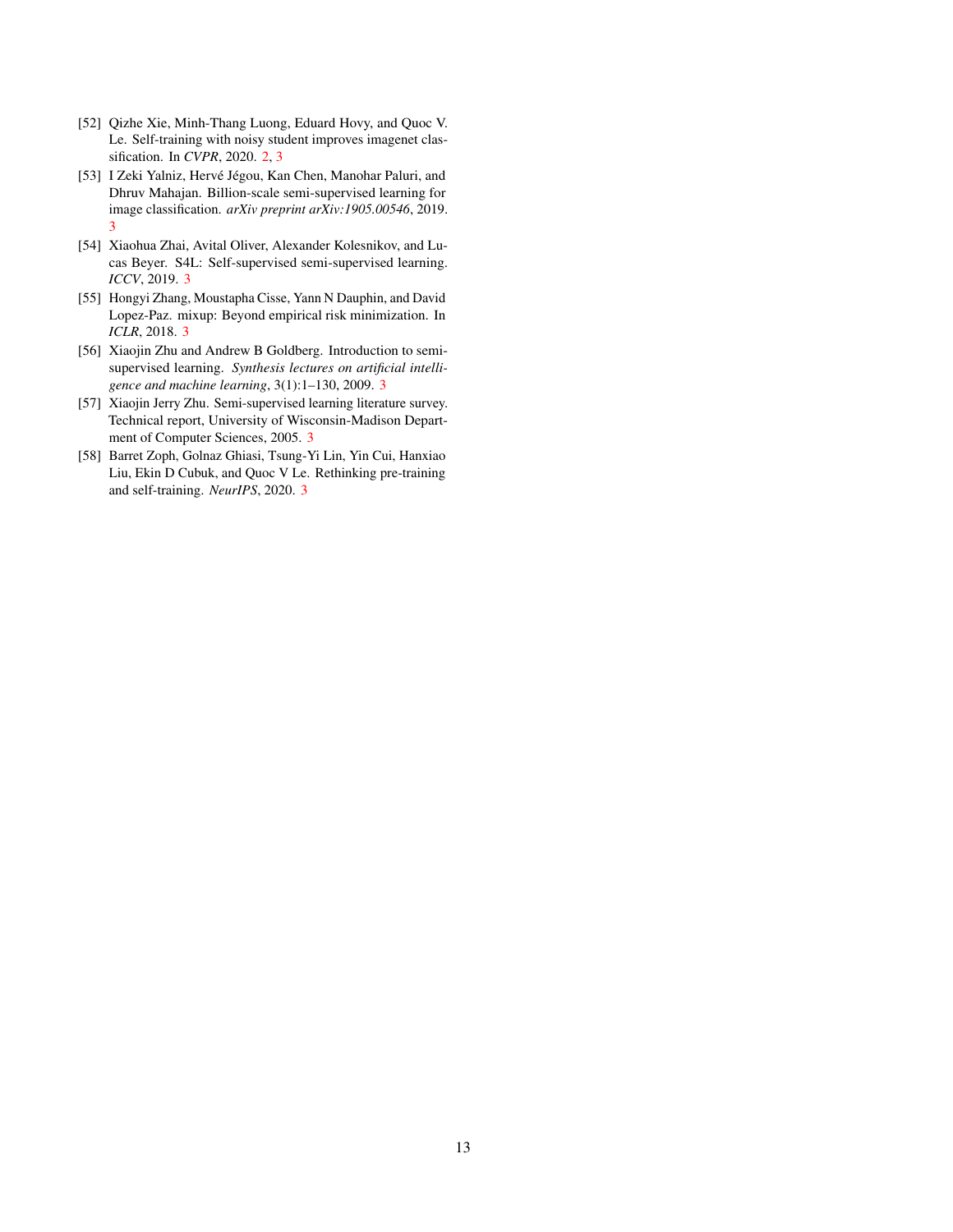[52] Qizhe Xie, Minh-Thang Luong, Eduard Hovy, and Quoc V. Le. Self-training with noisy student improves imagenet classification. In *CVPR*, 2020. 2, 3

[53] I Zeki Yalniz, Hervé Jégou, Kan Chen, Manohar Paluri, and Dhruv Mahajan. Billion-scale semi-supervised learning for image classification. *arXiv preprint arXiv:1905.00546*, 2019. 3

[54] Xiaohua Zhai, Avital Oliver, Alexander Kolesnikov, and Lucas Beyer. S4L: Self-supervised semi-supervised learning. *ICCV*, 2019. 3

[55] Hongyi Zhang, Moustapha Cisse, Yann N Dauphin, and David Lopez-Paz. mixup: Beyond empirical risk minimization. In *ICLR*, 2018. 3

[56] Xiaojin Zhu and Andrew B Goldberg. Introduction to semi-supervised learning. *Synthesis lectures on artificial intelligence and machine learning*, 3(1):1–130, 2009. 3

[57] Xiaojin Jerry Zhu. Semi-supervised learning literature survey. Technical report, University of Wisconsin-Madison Department of Computer Sciences, 2005. 3

[58] Barret Zoph, Golnaz Ghiasi, Tsung-Yi Lin, Yin Cui, Hanxiao Liu, Ekin D Cubuk, and Quoc V Le. Rethinking pre-training and self-training. *NeurIPS*, 2020. 3